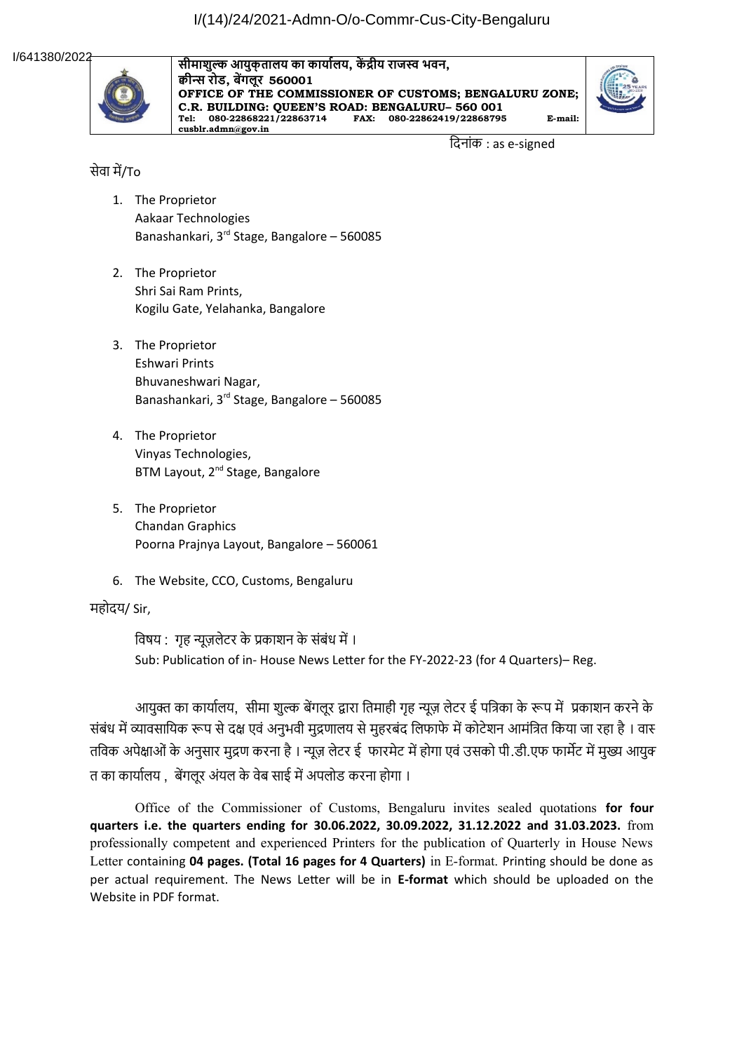I/(14)/24/2021-Admn-O/o-Commr-Cus-City-Bengaluru

I/641380/2022

**सीमाशुल्क आयुक्तालय का कार्यालय, केंद्रीय राजस्व भवन,**
**क्वीन्स रोड, बेंगलूर 560001**
**OFFICE OF THE COMMISSIONER OF CUSTOMS; BENGALURU ZONE;**
**C.R. BUILDING: QUEEN'S ROAD: BENGALURU– 560 001**
**Tel: 080-22868221/22863714 FAX: 080-22862419/22868795 E-mail: cusblr.admn@gov.in**

दिनांक : as e-signed

सेवा में/To

1. The Proprietor
   Aakaar Technologies
   Banashankari, 3rd Stage, Bangalore – 560085

2. The Proprietor
   Shri Sai Ram Prints,
   Kogilu Gate, Yelahanka, Bangalore

3. The Proprietor
   Eshwari Prints
   Bhuvaneshwari Nagar,
   Banashankari, 3rd Stage, Bangalore – 560085

4. The Proprietor
   Vinyas Technologies,
   BTM Layout, 2nd Stage, Bangalore

5. The Proprietor
   Chandan Graphics
   Poorna Prajnya Layout, Bangalore – 560061

6. The Website, CCO, Customs, Bengaluru

महोदय/ Sir,

विषय : गृह न्यूज़लेटर के प्रकाशन के संबंध में ।
Sub: Publication of in- House News Letter for the FY-2022-23 (for 4 Quarters)– Reg.

आयुक्त का कार्यालय, सीमा शुल्क बेंगलूर द्वारा तिमाही गृह न्यूज़ लेटर ई पत्रिका के रूप में प्रकाशन करने के संबंध में व्यावसायिक रूप से दक्ष एवं अनुभवी मुद्रणालय से मुहरबंद लिफाफे में कोटेशन आमंत्रित किया जा रहा है । वास्तविक अपेक्षाओं के अनुसार मुद्रण करना है । न्यूज़ लेटर ई फारमेट में होगा एवं उसको पी.डी.एफ फार्मेट में मुख्य आयुक्त का कार्यालय , बेंगलूर अंचल के वेब साईं में अपलोड करना होगा ।

Office of the Commissioner of Customs, Bengaluru invites sealed quotations **for four quarters i.e. the quarters ending for 30.06.2022, 30.09.2022, 31.12.2022 and 31.03.2023.** from professionally competent and experienced Printers for the publication of Quarterly in House News Letter containing **04 pages. (Total 16 pages for 4 Quarters)** in E-format. Printing should be done as per actual requirement. The News Letter will be in **E-format** which should be uploaded on the Website in PDF format.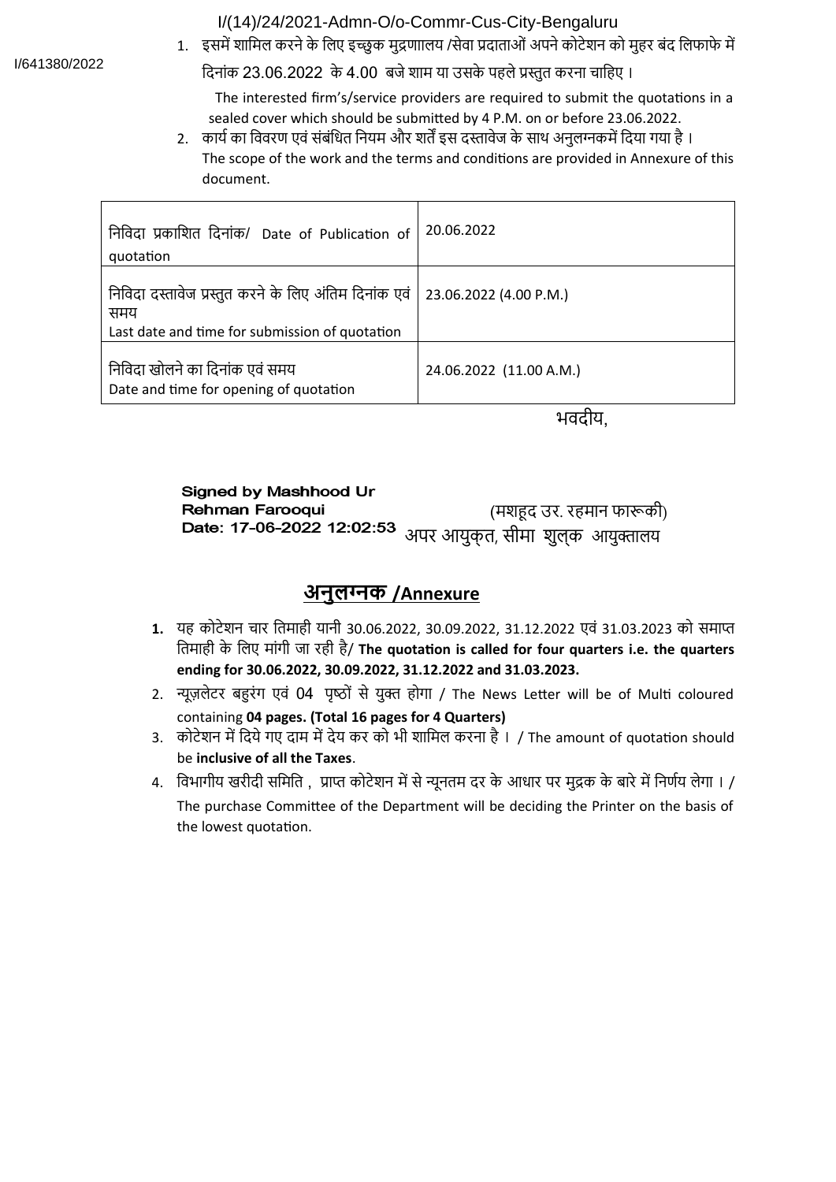I/(14)/24/2021-Admn-O/o-Commr-Cus-City-Bengaluru

I/641380/2022

1. इसमें शामिल करने के लिए इच्छुक मुद्रणालय /सेवा प्रदाताओं अपने कोटेशन को मुहर बंद लिफाफे में दिनांक 23.06.2022 के 4.00 बजे शाम या उसके पहले प्रस्तुत करना चाहिए ।

   The interested firm's/service providers are required to submit the quotations in a sealed cover which should be submitted by 4 P.M. on or before 23.06.2022.

2. कार्य का विवरण एवं संबंधित नियम और शर्तें इस दस्तावेज के साथ अनुलग्नकमें दिया गया है ।
   The scope of the work and the terms and conditions are provided in Annexure of this document.

| | |
|---|---|
| निविदा प्रकाशित दिनांक/ Date of Publication of quotation | 20.06.2022 |
| निविदा दस्तावेज प्रस्तुत करने के लिए अंतिम दिनांक एवं समय<br>Last date and time for submission of quotation | 23.06.2022 (4.00 P.M.) |
| निविदा खोलने का दिनांक एवं समय<br>Date and time for opening of quotation | 24.06.2022 (11.00 A.M.) |

भवदीय,

**Signed by Mashhood Ur Rehman Farooqui**
**Date: 17-06-2022 12:02:53**

(मशहूद उर. रहमान फारूकी)
अपर आयुक्त, सीमा शुल्क आयुक्तालय

## अनुलग्नक /Annexure

1. यह कोटेशन चार तिमाही यानी 30.06.2022, 30.09.2022, 31.12.2022 एवं 31.03.2023 को समाप्त तिमाही के लिए मांगी जा रही है/ **The quotation is called for four quarters i.e. the quarters ending for 30.06.2022, 30.09.2022, 31.12.2022 and 31.03.2023.**
2. न्यूज़लेटर बहुरंग एवं 04 पृष्ठों से युक्त होगा / The News Letter will be of Multi coloured containing **04 pages. (Total 16 pages for 4 Quarters)**
3. कोटेशन में दिये गए दाम में देय कर को भी शामिल करना है । / The amount of quotation should be **inclusive of all the Taxes**.
4. विभागीय खरीदी समिति , प्राप्त कोटेशन में से न्यूनतम दर के आधार पर मुद्रक के बारे में निर्णय लेगा । / The purchase Committee of the Department will be deciding the Printer on the basis of the lowest quotation.